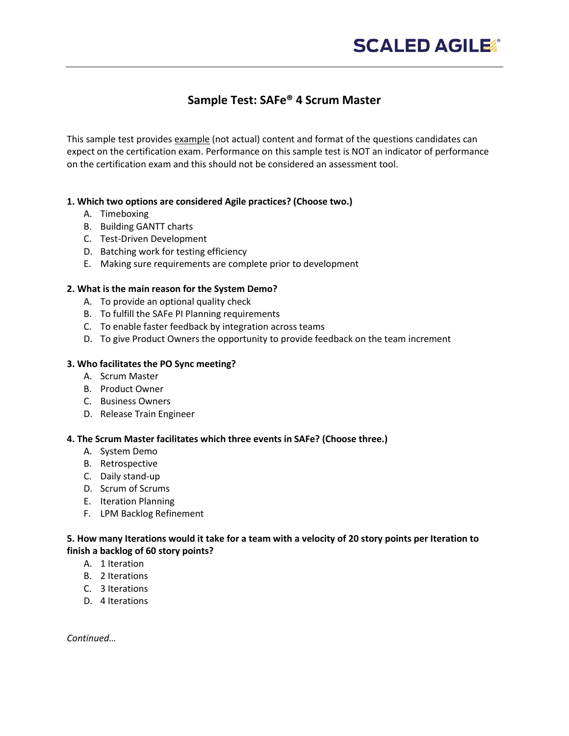# Sample Test: SAFe® 4 Scrum Master

This sample test provides example (not actual) content and format of the questions candidates can expect on the certification exam. Performance on this sample test is NOT an indicator of performance on the certification exam and this should not be considered an assessment tool.

**1. Which two options are considered Agile practices? (Choose two.)**

A. Timeboxing
B. Building GANTT charts
C. Test-Driven Development
D. Batching work for testing efficiency
E. Making sure requirements are complete prior to development

**2. What is the main reason for the System Demo?**

A. To provide an optional quality check
B. To fulfill the SAFe PI Planning requirements
C. To enable faster feedback by integration across teams
D. To give Product Owners the opportunity to provide feedback on the team increment

**3. Who facilitates the PO Sync meeting?**

A. Scrum Master
B. Product Owner
C. Business Owners
D. Release Train Engineer

**4. The Scrum Master facilitates which three events in SAFe? (Choose three.)**

A. System Demo
B. Retrospective
C. Daily stand-up
D. Scrum of Scrums
E. Iteration Planning
F. LPM Backlog Refinement

**5. How many Iterations would it take for a team with a velocity of 20 story points per Iteration to finish a backlog of 60 story points?**

A. 1 Iteration
B. 2 Iterations
C. 3 Iterations
D. 4 Iterations

*Continued…*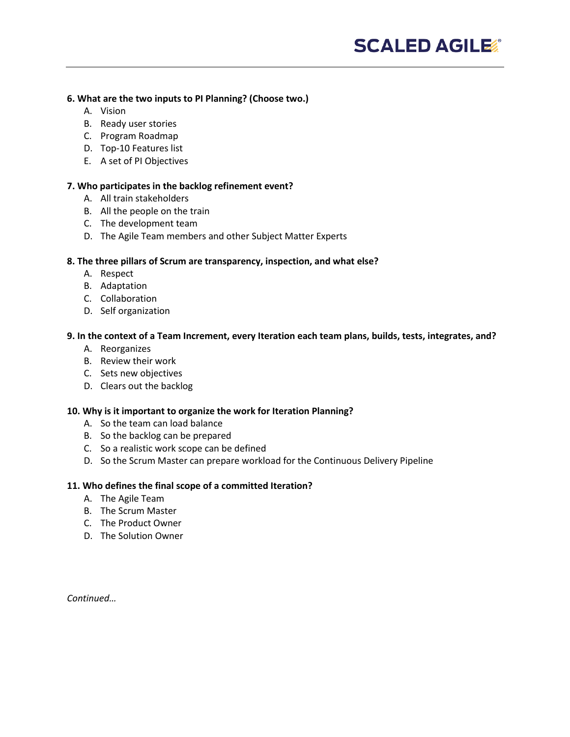**6. What are the two inputs to PI Planning? (Choose two.)**

A. Vision
B. Ready user stories
C. Program Roadmap
D. Top-10 Features list
E. A set of PI Objectives

**7. Who participates in the backlog refinement event?**

A. All train stakeholders
B. All the people on the train
C. The development team
D. The Agile Team members and other Subject Matter Experts

**8. The three pillars of Scrum are transparency, inspection, and what else?**

A. Respect
B. Adaptation
C. Collaboration
D. Self organization

**9. In the context of a Team Increment, every Iteration each team plans, builds, tests, integrates, and?**

A. Reorganizes
B. Review their work
C. Sets new objectives
D. Clears out the backlog

**10. Why is it important to organize the work for Iteration Planning?**

A. So the team can load balance
B. So the backlog can be prepared
C. So a realistic work scope can be defined
D. So the Scrum Master can prepare workload for the Continuous Delivery Pipeline

**11. Who defines the final scope of a committed Iteration?**

A. The Agile Team
B. The Scrum Master
C. The Product Owner
D. The Solution Owner

*Continued…*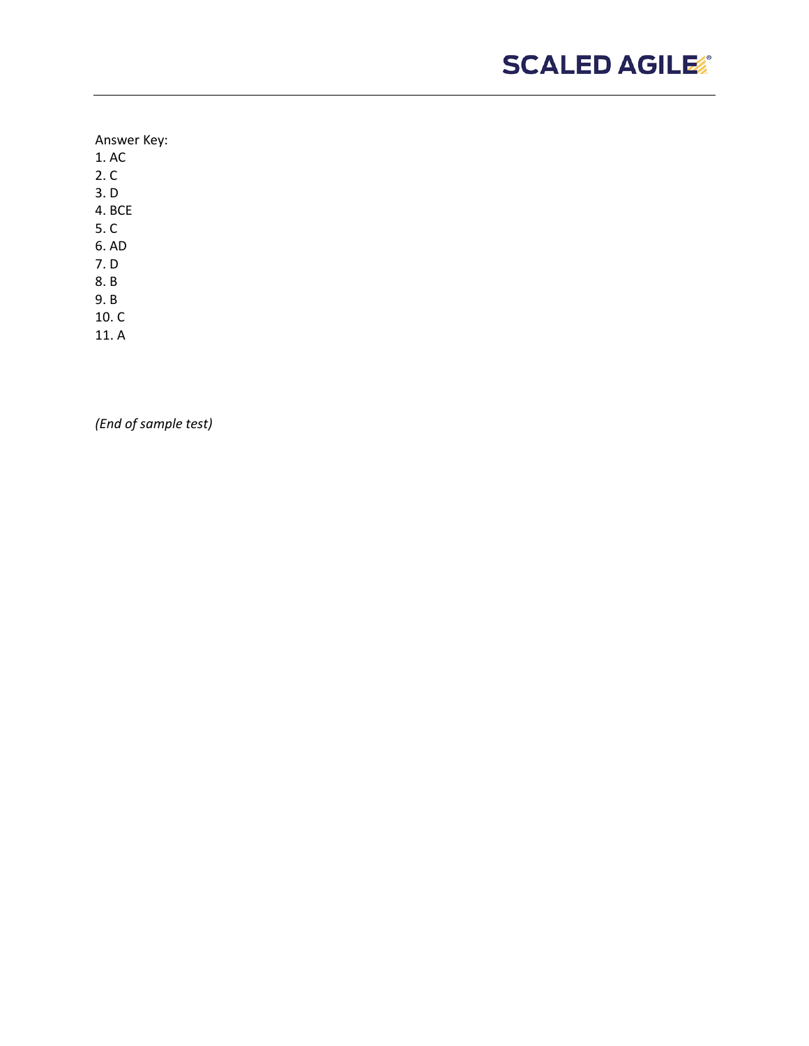Answer Key:

1. AC
2. C
3. D
4. BCE
5. C
6. AD
7. D
8. B
9. B
10. C
11. A

*(End of sample test)*